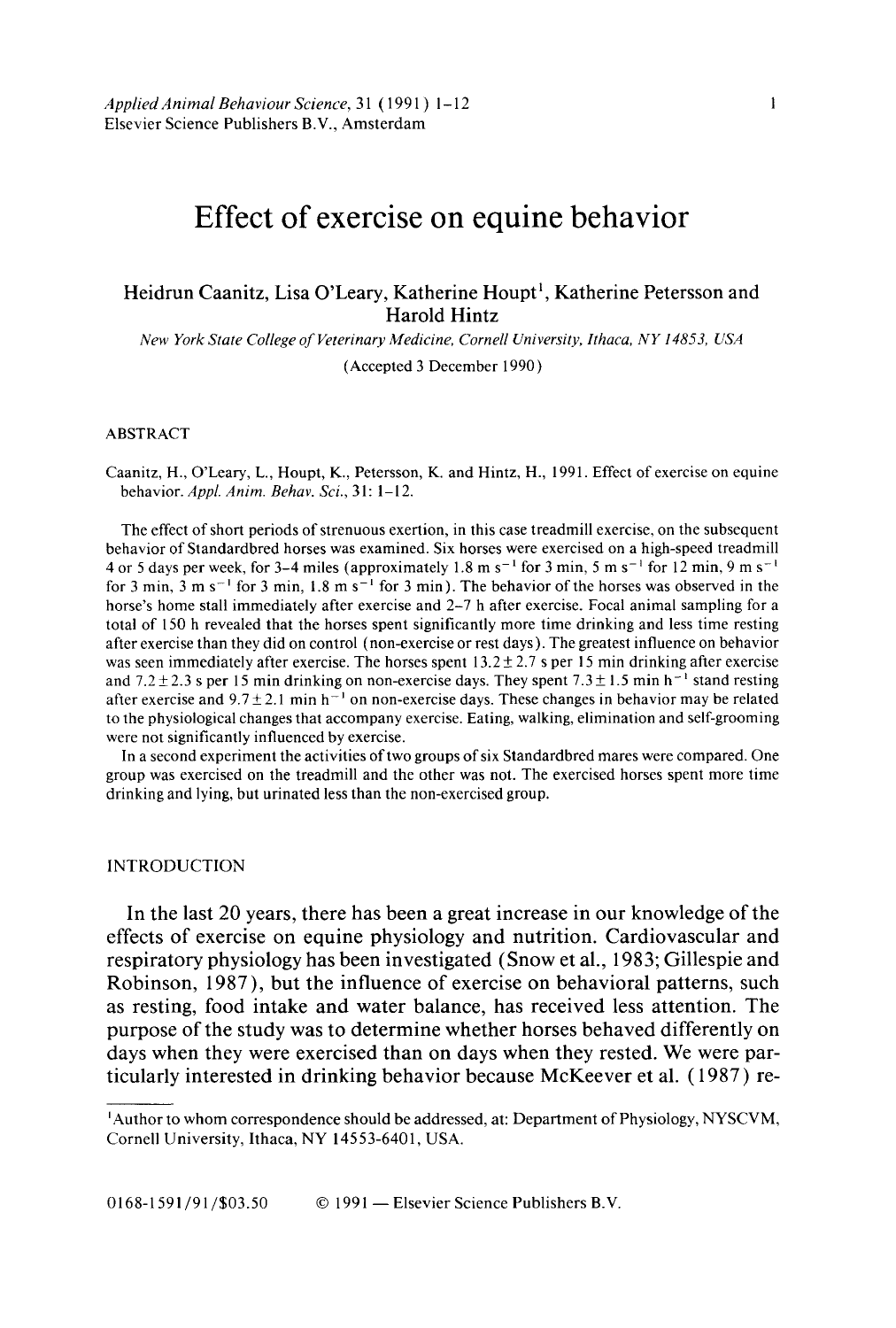# Effect of exercise on equine behavior

Heidrun Caanitz, Lisa O'Leary, Katherine Houpt[1], Katherine Petersson and Harold Hintz

*New York State College of Veterinary Medicine, Cornell University, Ithaca, NY 14853, USA*

(Accepted 3 December 1990)

## ABSTRACT

Caanitz, H., O'Leary, L., Houpt, K., Petersson, K. and Hintz, H., 1991. Effect of exercise on equine behavior. *Appl. Anim. Behav. Sci.*, 31: 1–12.

The effect of short periods of strenuous exertion, in this case treadmill exercise, on the subsequent behavior of Standardbred horses was examined. Six horses were exercised on a high-speed treadmill 4 or 5 days per week, for 3–4 miles (approximately 1.8 m $s^{-1}$ for 3 min, 5 m $s^{-1}$ for 12 min, 9 m $s^{-1}$ for 3 min, 3 m $s^{-1}$ for 3 min, 1.8 m $s^{-1}$ for 3 min). The behavior of the horses was observed in the horse's home stall immediately after exercise and 2–7 h after exercise. Focal animal sampling for a total of 150 h revealed that the horses spent significantly more time drinking and less time resting after exercise than they did on control (non-exercise or rest days). The greatest influence on behavior was seen immediately after exercise. The horses spent $13.2 \pm 2.7$ s per 15 min drinking after exercise and $7.2 \pm 2.3$ s per 15 min drinking on non-exercise days. They spent $7.3 \pm 1.5$ min $h^{-1}$ stand resting after exercise and $9.7 \pm 2.1$ min $h^{-1}$ on non-exercise days. These changes in behavior may be related to the physiological changes that accompany exercise. Eating, walking, elimination and self-grooming were not significantly influenced by exercise.

In a second experiment the activities of two groups of six Standardbred mares were compared. One group was exercised on the treadmill and the other was not. The exercised horses spent more time drinking and lying, but urinated less than the non-exercised group.

## INTRODUCTION

In the last 20 years, there has been a great increase in our knowledge of the effects of exercise on equine physiology and nutrition. Cardiovascular and respiratory physiology has been investigated (Snow et al., 1983; Gillespie and Robinson, 1987), but the influence of exercise on behavioral patterns, such as resting, food intake and water balance, has received less attention. The purpose of the study was to determine whether horses behaved differently on days when they were exercised than on days when they rested. We were particularly interested in drinking behavior because McKeever et al. (1987) re-

---

[1]Author to whom correspondence should be addressed, at: Department of Physiology, NYSCVM, Cornell University, Ithaca, NY 14553-6401, USA.

0168-1591/91/$03.50 © 1991 — Elsevier Science Publishers B.V.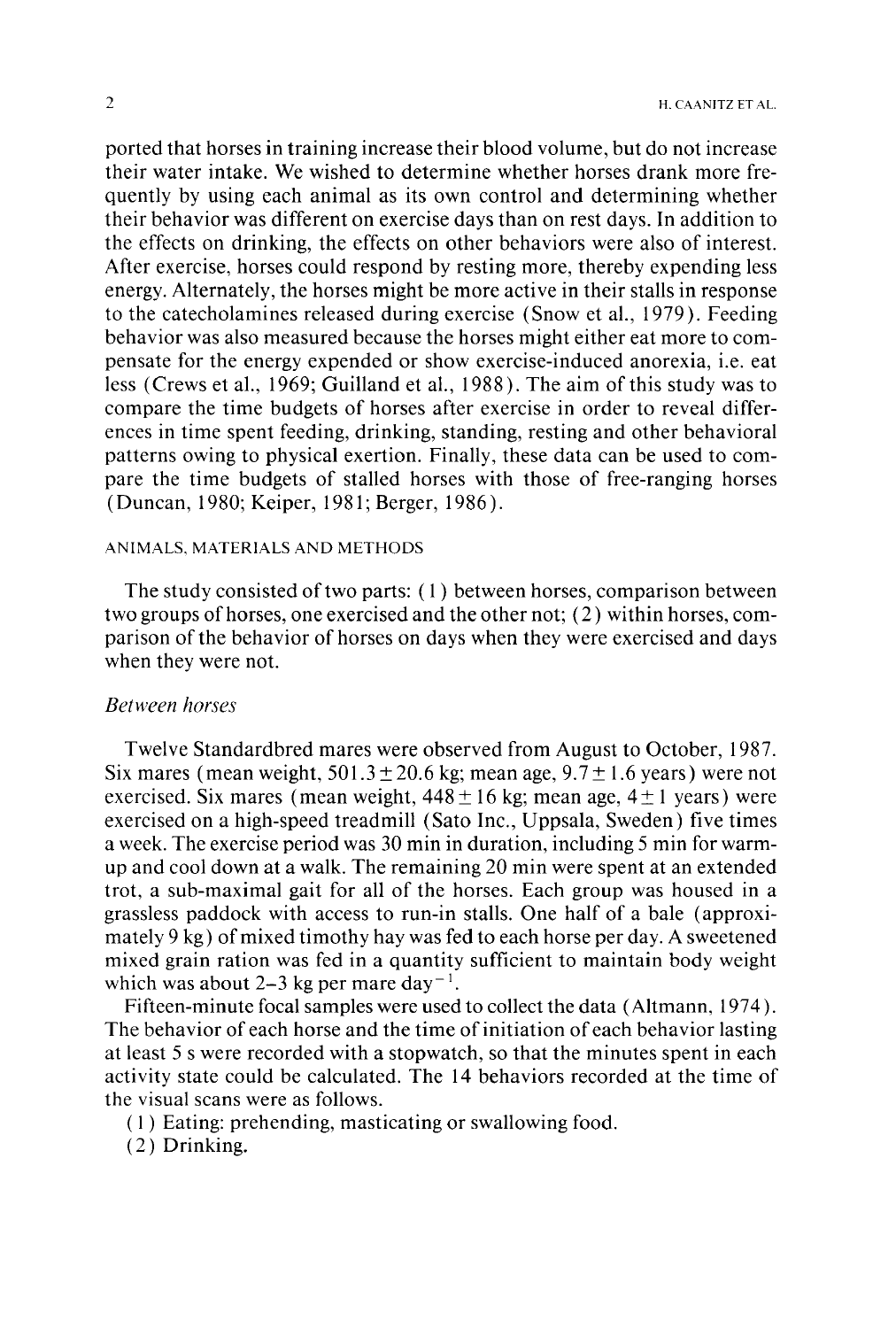ported that horses in training increase their blood volume, but do not increase their water intake. We wished to determine whether horses drank more frequently by using each animal as its own control and determining whether their behavior was different on exercise days than on rest days. In addition to the effects on drinking, the effects on other behaviors were also of interest. After exercise, horses could respond by resting more, thereby expending less energy. Alternately, the horses might be more active in their stalls in response to the catecholamines released during exercise (Snow et al., 1979). Feeding behavior was also measured because the horses might either eat more to compensate for the energy expended or show exercise-induced anorexia, i.e. eat less (Crews et al., 1969; Guilland et al., 1988). The aim of this study was to compare the time budgets of horses after exercise in order to reveal differences in time spent feeding, drinking, standing, resting and other behavioral patterns owing to physical exertion. Finally, these data can be used to compare the time budgets of stalled horses with those of free-ranging horses (Duncan, 1980; Keiper, 1981; Berger, 1986).

## ANIMALS, MATERIALS AND METHODS

The study consisted of two parts: (1) between horses, comparison between two groups of horses, one exercised and the other not; (2) within horses, comparison of the behavior of horses on days when they were exercised and days when they were not.

### *Between horses*

Twelve Standardbred mares were observed from August to October, 1987. Six mares (mean weight, $501.3 \pm 20.6$ kg; mean age, $9.7 \pm 1.6$ years) were not exercised. Six mares (mean weight, $448 \pm 16$ kg; mean age, $4 \pm 1$ years) were exercised on a high-speed treadmill (Sato Inc., Uppsala, Sweden) five times a week. The exercise period was 30 min in duration, including 5 min for warm-up and cool down at a walk. The remaining 20 min were spent at an extended trot, a sub-maximal gait for all of the horses. Each group was housed in a grassless paddock with access to run-in stalls. One half of a bale (approximately 9 kg) of mixed timothy hay was fed to each horse per day. A sweetened mixed grain ration was fed in a quantity sufficient to maintain body weight which was about 2–3 kg per mare $\text{day}^{-1}$.

Fifteen-minute focal samples were used to collect the data (Altmann, 1974). The behavior of each horse and the time of initiation of each behavior lasting at least 5 s were recorded with a stopwatch, so that the minutes spent in each activity state could be calculated. The 14 behaviors recorded at the time of the visual scans were as follows.

(1) Eating: prehending, masticating or swallowing food.
(2) Drinking.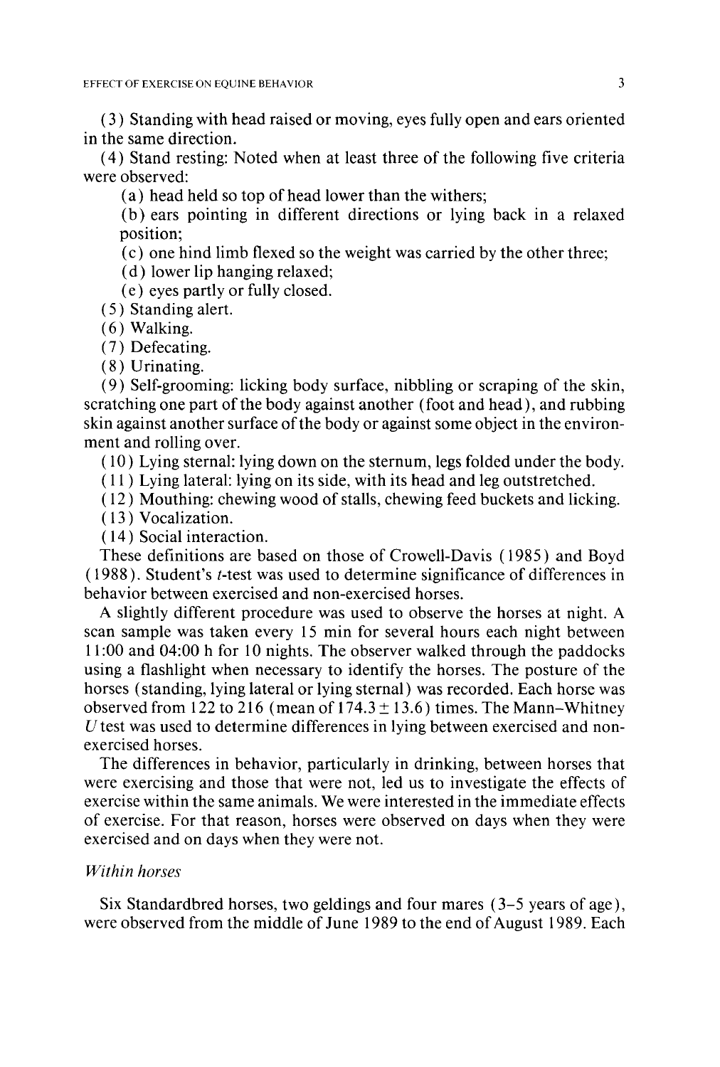(3) Standing with head raised or moving, eyes fully open and ears oriented in the same direction.

(4) Stand resting: Noted when at least three of the following five criteria were observed:

(a) head held so top of head lower than the withers;

(b) ears pointing in different directions or lying back in a relaxed position;

(c) one hind limb flexed so the weight was carried by the other three;

(d) lower lip hanging relaxed;

(e) eyes partly or fully closed.

(5) Standing alert.

(6) Walking.

(7) Defecating.

(8) Urinating.

(9) Self-grooming: licking body surface, nibbling or scraping of the skin, scratching one part of the body against another (foot and head), and rubbing skin against another surface of the body or against some object in the environment and rolling over.

(10) Lying sternal: lying down on the sternum, legs folded under the body.

(11) Lying lateral: lying on its side, with its head and leg outstretched.

(12) Mouthing: chewing wood of stalls, chewing feed buckets and licking.

(13) Vocalization.

(14) Social interaction.

These definitions are based on those of Crowell-Davis (1985) and Boyd (1988). Student's *t*-test was used to determine significance of differences in behavior between exercised and non-exercised horses.

A slightly different procedure was used to observe the horses at night. A scan sample was taken every 15 min for several hours each night between 11:00 and 04:00 h for 10 nights. The observer walked through the paddocks using a flashlight when necessary to identify the horses. The posture of the horses (standing, lying lateral or lying sternal) was recorded. Each horse was observed from 122 to 216 (mean of $174.3 \pm 13.6$) times. The Mann–Whitney *U* test was used to determine differences in lying between exercised and non-exercised horses.

The differences in behavior, particularly in drinking, between horses that were exercising and those that were not, led us to investigate the effects of exercise within the same animals. We were interested in the immediate effects of exercise. For that reason, horses were observed on days when they were exercised and on days when they were not.

### *Within horses*

Six Standardbred horses, two geldings and four mares (3–5 years of age), were observed from the middle of June 1989 to the end of August 1989. Each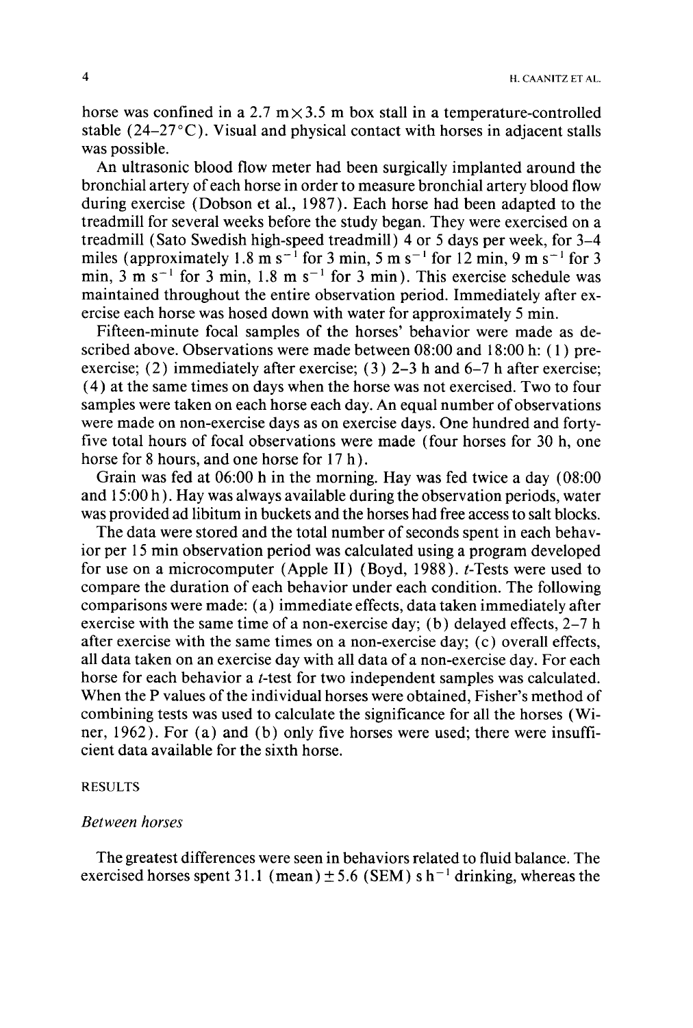horse was confined in a 2.7 m×3.5 m box stall in a temperature-controlled stable (24–27°C). Visual and physical contact with horses in adjacent stalls was possible.

An ultrasonic blood flow meter had been surgically implanted around the bronchial artery of each horse in order to measure bronchial artery blood flow during exercise (Dobson et al., 1987). Each horse had been adapted to the treadmill for several weeks before the study began. They were exercised on a treadmill (Sato Swedish high-speed treadmill) 4 or 5 days per week, for 3–4 miles (approximately 1.8 m $s^{-1}$ for 3 min, 5 m $s^{-1}$ for 12 min, 9 m $s^{-1}$ for 3 min, 3 m $s^{-1}$ for 3 min, 1.8 m $s^{-1}$ for 3 min). This exercise schedule was maintained throughout the entire observation period. Immediately after exercise each horse was hosed down with water for approximately 5 min.

Fifteen-minute focal samples of the horses' behavior were made as described above. Observations were made between 08:00 and 18:00 h: (1) pre-exercise; (2) immediately after exercise; (3) 2–3 h and 6–7 h after exercise; (4) at the same times on days when the horse was not exercised. Two to four samples were taken on each horse each day. An equal number of observations were made on non-exercise days as on exercise days. One hundred and forty-five total hours of focal observations were made (four horses for 30 h, one horse for 8 hours, and one horse for 17 h).

Grain was fed at 06:00 h in the morning. Hay was fed twice a day (08:00 and 15:00 h). Hay was always available during the observation periods, water was provided ad libitum in buckets and the horses had free access to salt blocks.

The data were stored and the total number of seconds spent in each behavior per 15 min observation period was calculated using a program developed for use on a microcomputer (Apple II) (Boyd, 1988). *t*-Tests were used to compare the duration of each behavior under each condition. The following comparisons were made: (a) immediate effects, data taken immediately after exercise with the same time of a non-exercise day; (b) delayed effects, 2–7 h after exercise with the same times on a non-exercise day; (c) overall effects, all data taken on an exercise day with all data of a non-exercise day. For each horse for each behavior a *t*-test for two independent samples was calculated. When the P values of the individual horses were obtained, Fisher's method of combining tests was used to calculate the significance for all the horses (Winer, 1962). For (a) and (b) only five horses were used; there were insufficient data available for the sixth horse.

## RESULTS

### *Between horses*

The greatest differences were seen in behaviors related to fluid balance. The exercised horses spent 31.1 (mean) ± 5.6 (SEM) s $h^{-1}$ drinking, whereas the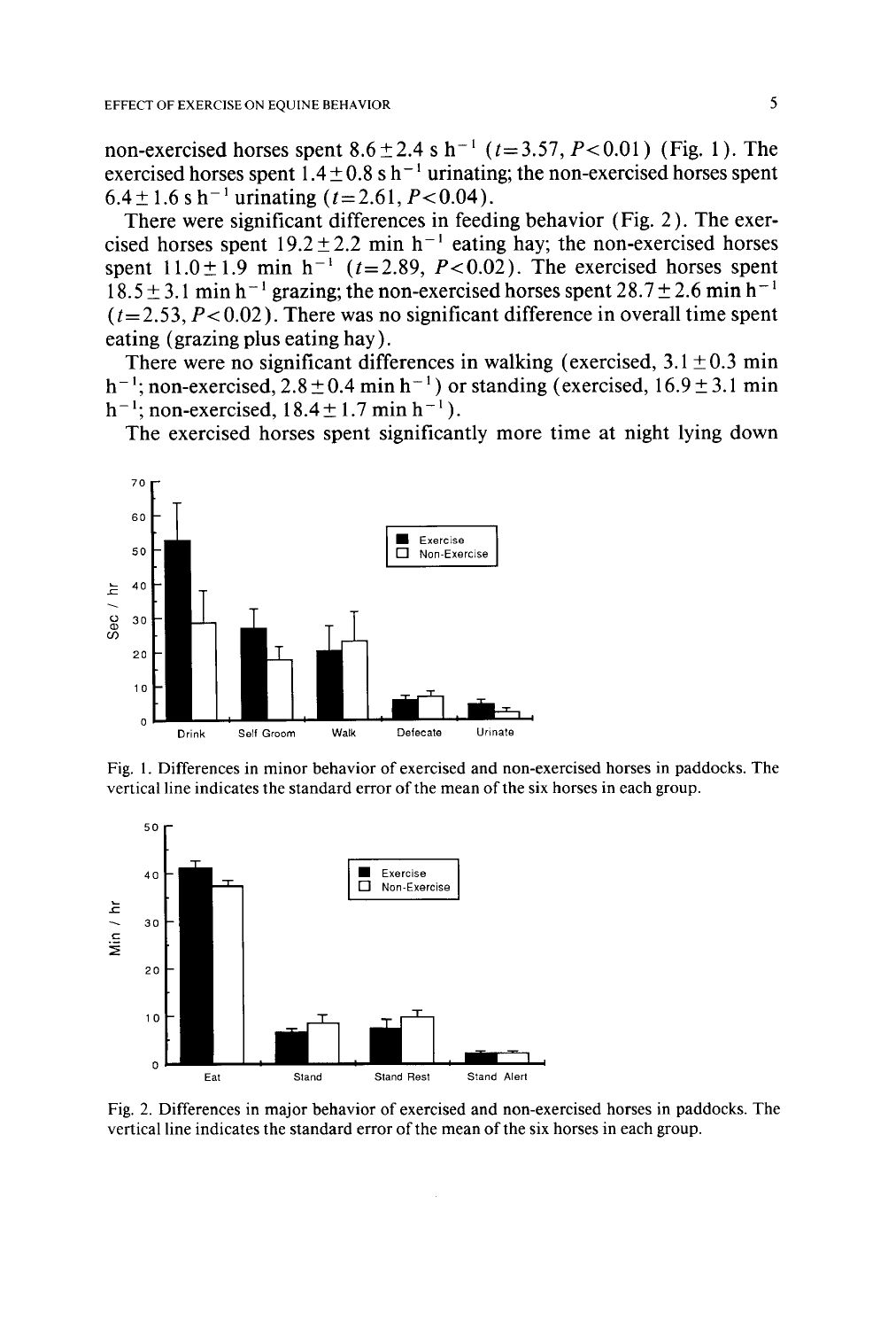non-exercised horses spent $8.6 \pm 2.4$ s h$^{-1}$ ($t = 3.57$, $P < 0.01$) (Fig. 1). The exercised horses spent $1.4 \pm 0.8$ s h$^{-1}$ urinating; the non-exercised horses spent $6.4 \pm 1.6$ s h$^{-1}$ urinating ($t = 2.61$, $P < 0.04$).

There were significant differences in feeding behavior (Fig. 2). The exercised horses spent $19.2 \pm 2.2$ min h$^{-1}$ eating hay; the non-exercised horses spent $11.0 \pm 1.9$ min h$^{-1}$ ($t = 2.89$, $P < 0.02$). The exercised horses spent $18.5 \pm 3.1$ min h$^{-1}$ grazing; the non-exercised horses spent $28.7 \pm 2.6$ min h$^{-1}$ ($t = 2.53$, $P < 0.02$). There was no significant difference in overall time spent eating (grazing plus eating hay).

There were no significant differences in walking (exercised, $3.1 \pm 0.3$ min h$^{-1}$; non-exercised, $2.8 \pm 0.4$ min h$^{-1}$) or standing (exercised, $16.9 \pm 3.1$ min h$^{-1}$; non-exercised, $18.4 \pm 1.7$ min h$^{-1}$).

The exercised horses spent significantly more time at night lying down

Fig. 1. Differences in minor behavior of exercised and non-exercised horses in paddocks. The vertical line indicates the standard error of the mean of the six horses in each group.

Fig. 2. Differences in major behavior of exercised and non-exercised horses in paddocks. The vertical line indicates the standard error of the mean of the six horses in each group.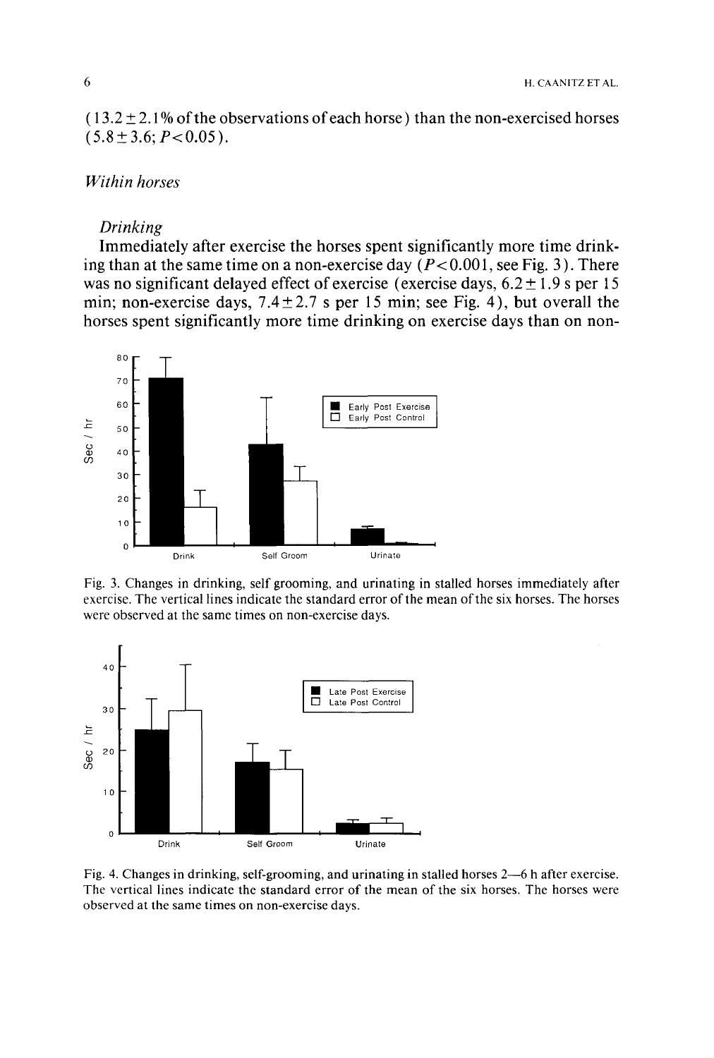(13.2 ± 2.1% of the observations of each horse) than the non-exercised horses (5.8 ± 3.6; $P < 0.05$).

### *Within horses*

#### *Drinking*

Immediately after exercise the horses spent significantly more time drinking than at the same time on a non-exercise day ($P < 0.001$, see Fig. 3). There was no significant delayed effect of exercise (exercise days, 6.2 ± 1.9 s per 15 min; non-exercise days, 7.4 ± 2.7 s per 15 min; see Fig. 4), but overall the horses spent significantly more time drinking on exercise days than on non-

Fig. 3. Changes in drinking, self grooming, and urinating in stalled horses immediately after exercise. The vertical lines indicate the standard error of the mean of the six horses. The horses were observed at the same times on non-exercise days.

Fig. 4. Changes in drinking, self-grooming, and urinating in stalled horses 2—6 h after exercise. The vertical lines indicate the standard error of the mean of the six horses. The horses were observed at the same times on non-exercise days.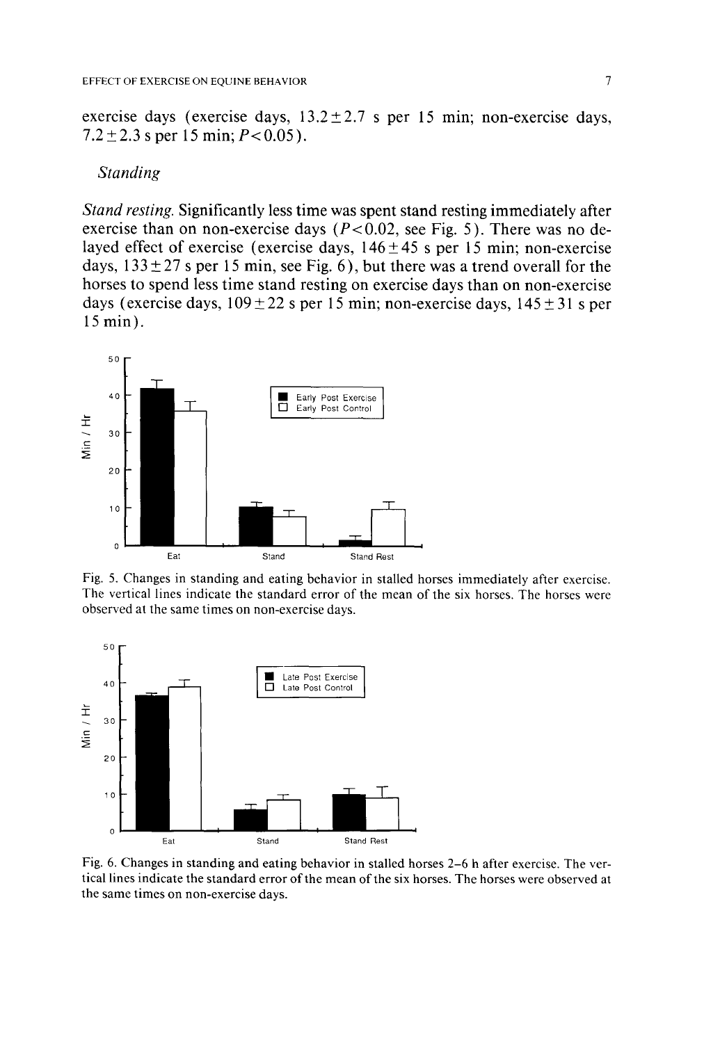exercise days (exercise days, 13.2±2.7 s per 15 min; non-exercise days, 7.2±2.3 s per 15 min; $P<0.05$).

### *Standing*

*Stand resting.* Significantly less time was spent stand resting immediately after exercise than on non-exercise days ($P<0.02$, see Fig. 5). There was no delayed effect of exercise (exercise days, 146±45 s per 15 min; non-exercise days, 133±27 s per 15 min, see Fig. 6), but there was a trend overall for the horses to spend less time stand resting on exercise days than on non-exercise days (exercise days, 109±22 s per 15 min; non-exercise days, 145±31 s per 15 min).

Fig. 5. Changes in standing and eating behavior in stalled horses immediately after exercise. The vertical lines indicate the standard error of the mean of the six horses. The horses were observed at the same times on non-exercise days.

Fig. 6. Changes in standing and eating behavior in stalled horses 2–6 h after exercise. The vertical lines indicate the standard error of the mean of the six horses. The horses were observed at the same times on non-exercise days.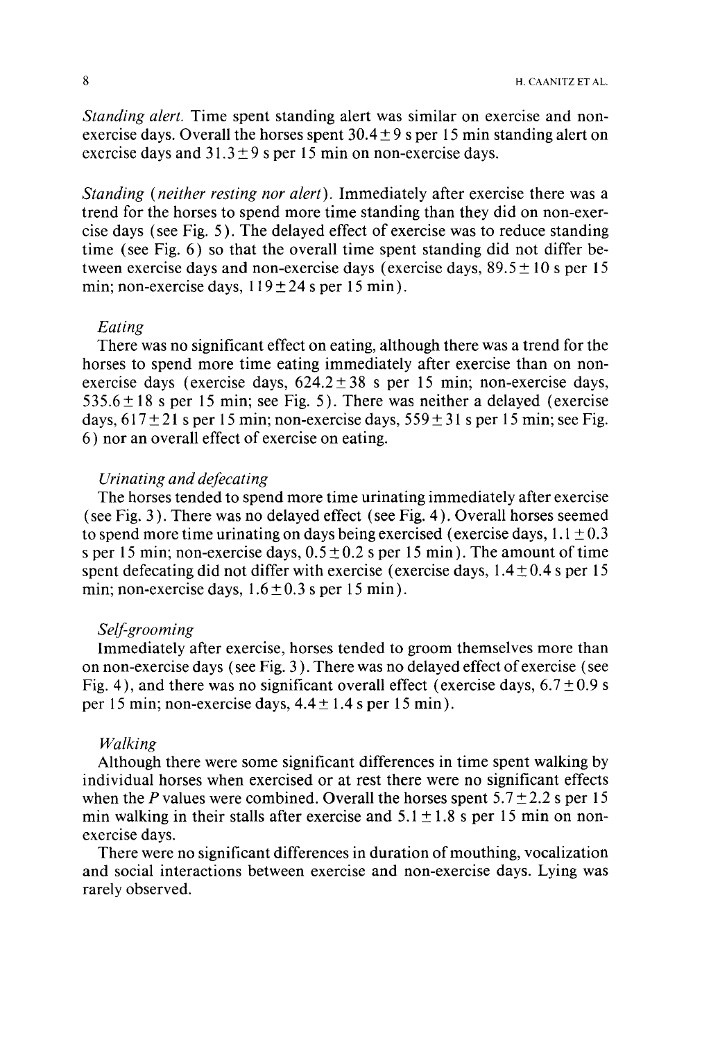*Standing alert.* Time spent standing alert was similar on exercise and non-exercise days. Overall the horses spent $30.4 \pm 9$ s per 15 min standing alert on exercise days and $31.3 \pm 9$ s per 15 min on non-exercise days.

*Standing (neither resting nor alert).* Immediately after exercise there was a trend for the horses to spend more time standing than they did on non-exercise days (see Fig. 5). The delayed effect of exercise was to reduce standing time (see Fig. 6) so that the overall time spent standing did not differ between exercise days and non-exercise days (exercise days, $89.5 \pm 10$ s per 15 min; non-exercise days, $119 \pm 24$ s per 15 min).

### *Eating*

There was no significant effect on eating, although there was a trend for the horses to spend more time eating immediately after exercise than on non-exercise days (exercise days, $624.2 \pm 38$ s per 15 min; non-exercise days, $535.6 \pm 18$ s per 15 min; see Fig. 5). There was neither a delayed (exercise days, $617 \pm 21$ s per 15 min; non-exercise days, $559 \pm 31$ s per 15 min; see Fig. 6) nor an overall effect of exercise on eating.

### *Urinating and defecating*

The horses tended to spend more time urinating immediately after exercise (see Fig. 3). There was no delayed effect (see Fig. 4). Overall horses seemed to spend more time urinating on days being exercised (exercise days, $1.1 \pm 0.3$ s per 15 min; non-exercise days, $0.5 \pm 0.2$ s per 15 min). The amount of time spent defecating did not differ with exercise (exercise days, $1.4 \pm 0.4$ s per 15 min; non-exercise days, $1.6 \pm 0.3$ s per 15 min).

### *Self-grooming*

Immediately after exercise, horses tended to groom themselves more than on non-exercise days (see Fig. 3). There was no delayed effect of exercise (see Fig. 4), and there was no significant overall effect (exercise days, $6.7 \pm 0.9$ s per 15 min; non-exercise days, $4.4 \pm 1.4$ s per 15 min).

### *Walking*

Although there were some significant differences in time spent walking by individual horses when exercised or at rest there were no significant effects when the $P$ values were combined. Overall the horses spent $5.7 \pm 2.2$ s per 15 min walking in their stalls after exercise and $5.1 \pm 1.8$ s per 15 min on non-exercise days.

There were no significant differences in duration of mouthing, vocalization and social interactions between exercise and non-exercise days. Lying was rarely observed.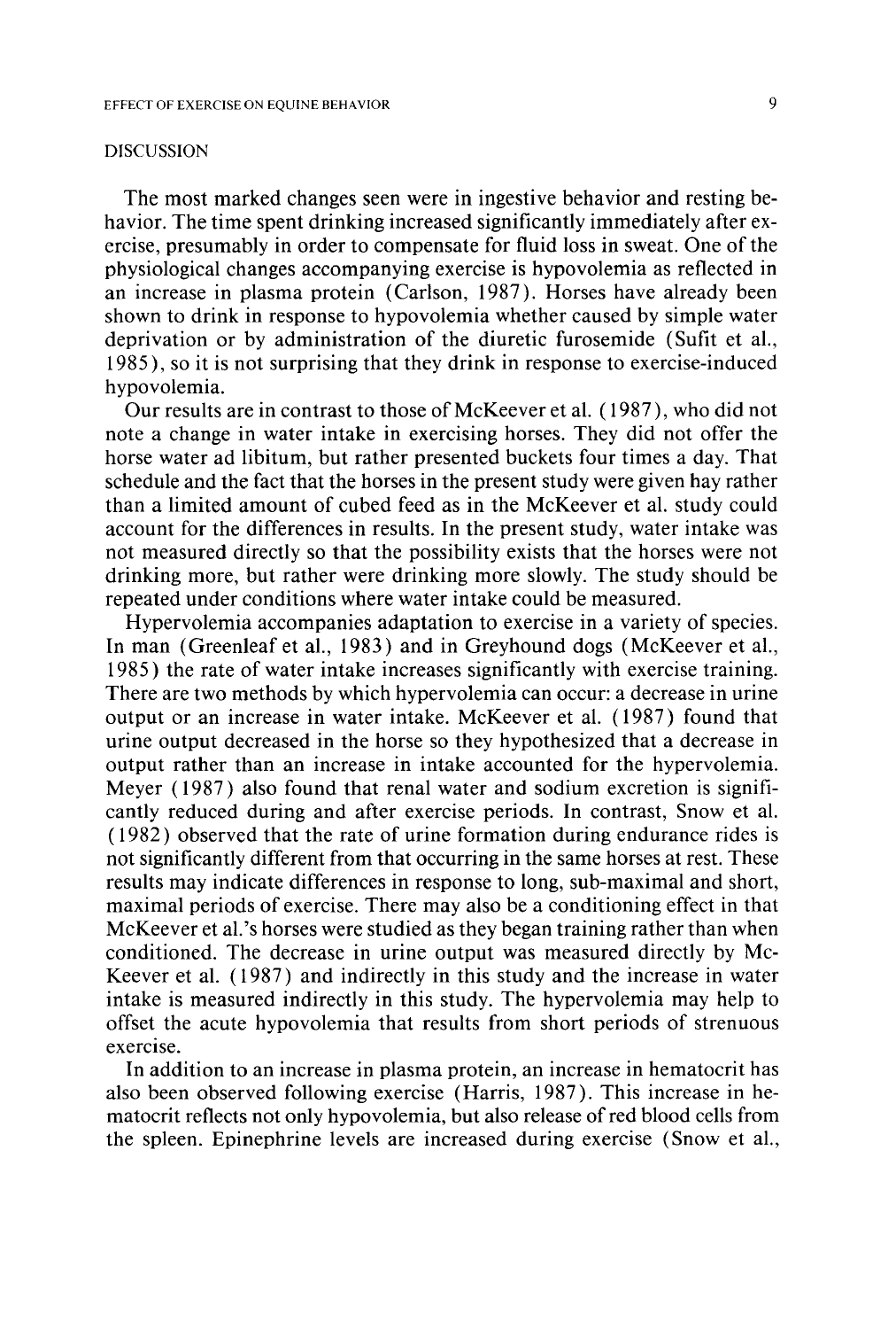## DISCUSSION

The most marked changes seen were in ingestive behavior and resting behavior. The time spent drinking increased significantly immediately after exercise, presumably in order to compensate for fluid loss in sweat. One of the physiological changes accompanying exercise is hypovolemia as reflected in an increase in plasma protein (Carlson, 1987). Horses have already been shown to drink in response to hypovolemia whether caused by simple water deprivation or by administration of the diuretic furosemide (Sufit et al., 1985), so it is not surprising that they drink in response to exercise-induced hypovolemia.

Our results are in contrast to those of McKeever et al. (1987), who did not note a change in water intake in exercising horses. They did not offer the horse water ad libitum, but rather presented buckets four times a day. That schedule and the fact that the horses in the present study were given hay rather than a limited amount of cubed feed as in the McKeever et al. study could account for the differences in results. In the present study, water intake was not measured directly so that the possibility exists that the horses were not drinking more, but rather were drinking more slowly. The study should be repeated under conditions where water intake could be measured.

Hypervolemia accompanies adaptation to exercise in a variety of species. In man (Greenleaf et al., 1983) and in Greyhound dogs (McKeever et al., 1985) the rate of water intake increases significantly with exercise training. There are two methods by which hypervolemia can occur: a decrease in urine output or an increase in water intake. McKeever et al. (1987) found that urine output decreased in the horse so they hypothesized that a decrease in output rather than an increase in intake accounted for the hypervolemia. Meyer (1987) also found that renal water and sodium excretion is significantly reduced during and after exercise periods. In contrast, Snow et al. (1982) observed that the rate of urine formation during endurance rides is not significantly different from that occurring in the same horses at rest. These results may indicate differences in response to long, sub-maximal and short, maximal periods of exercise. There may also be a conditioning effect in that McKeever et al.'s horses were studied as they began training rather than when conditioned. The decrease in urine output was measured directly by McKeever et al. (1987) and indirectly in this study and the increase in water intake is measured indirectly in this study. The hypervolemia may help to offset the acute hypovolemia that results from short periods of strenuous exercise.

In addition to an increase in plasma protein, an increase in hematocrit has also been observed following exercise (Harris, 1987). This increase in hematocrit reflects not only hypovolemia, but also release of red blood cells from the spleen. Epinephrine levels are increased during exercise (Snow et al.,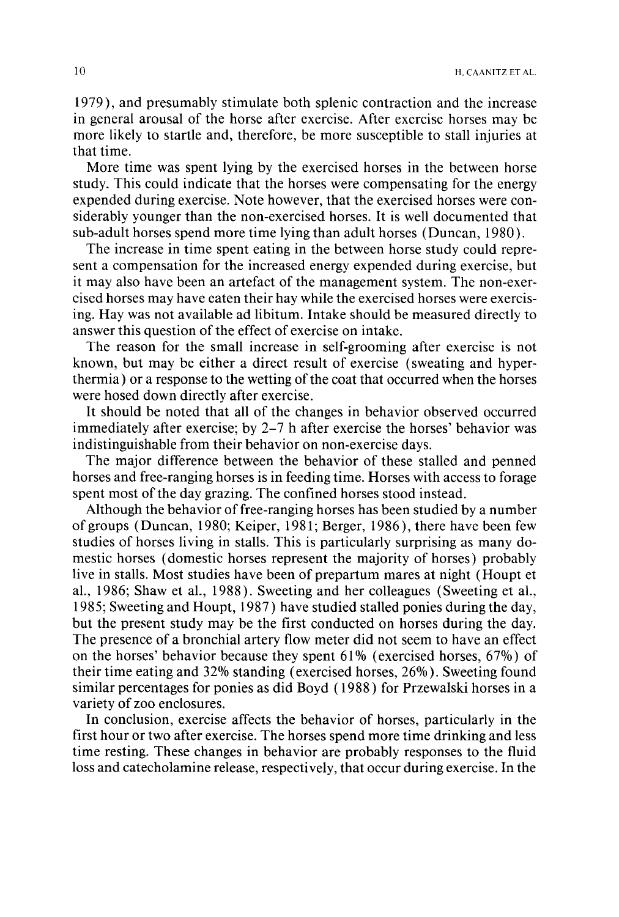1979), and presumably stimulate both splenic contraction and the increase in general arousal of the horse after exercise. After exercise horses may be more likely to startle and, therefore, be more susceptible to stall injuries at that time.

More time was spent lying by the exercised horses in the between horse study. This could indicate that the horses were compensating for the energy expended during exercise. Note however, that the exercised horses were considerably younger than the non-exercised horses. It is well documented that sub-adult horses spend more time lying than adult horses (Duncan, 1980).

The increase in time spent eating in the between horse study could represent a compensation for the increased energy expended during exercise, but it may also have been an artefact of the management system. The non-exercised horses may have eaten their hay while the exercised horses were exercising. Hay was not available ad libitum. Intake should be measured directly to answer this question of the effect of exercise on intake.

The reason for the small increase in self-grooming after exercise is not known, but may be either a direct result of exercise (sweating and hyperthermia) or a response to the wetting of the coat that occurred when the horses were hosed down directly after exercise.

It should be noted that all of the changes in behavior observed occurred immediately after exercise; by 2–7 h after exercise the horses' behavior was indistinguishable from their behavior on non-exercise days.

The major difference between the behavior of these stalled and penned horses and free-ranging horses is in feeding time. Horses with access to forage spent most of the day grazing. The confined horses stood instead.

Although the behavior of free-ranging horses has been studied by a number of groups (Duncan, 1980; Keiper, 1981; Berger, 1986), there have been few studies of horses living in stalls. This is particularly surprising as many domestic horses (domestic horses represent the majority of horses) probably live in stalls. Most studies have been of prepartum mares at night (Houpt et al., 1986; Shaw et al., 1988). Sweeting and her colleagues (Sweeting et al., 1985; Sweeting and Houpt, 1987) have studied stalled ponies during the day, but the present study may be the first conducted on horses during the day. The presence of a bronchial artery flow meter did not seem to have an effect on the horses' behavior because they spent 61% (exercised horses, 67%) of their time eating and 32% standing (exercised horses, 26%). Sweeting found similar percentages for ponies as did Boyd (1988) for Przewalski horses in a variety of zoo enclosures.

In conclusion, exercise affects the behavior of horses, particularly in the first hour or two after exercise. The horses spend more time drinking and less time resting. These changes in behavior are probably responses to the fluid loss and catecholamine release, respectively, that occur during exercise. In the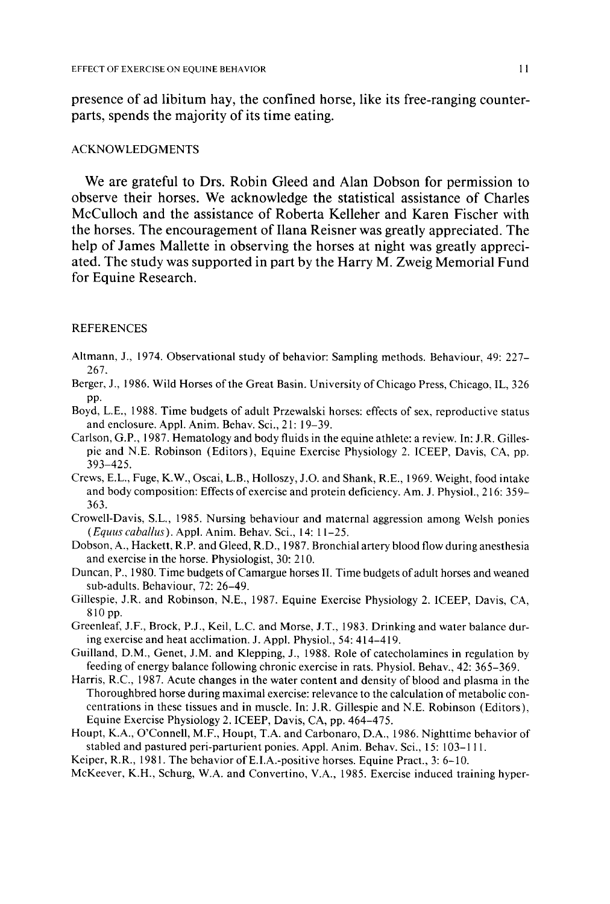presence of ad libitum hay, the confined horse, like its free-ranging counterparts, spends the majority of its time eating.

## ACKNOWLEDGMENTS

We are grateful to Drs. Robin Gleed and Alan Dobson for permission to observe their horses. We acknowledge the statistical assistance of Charles McCulloch and the assistance of Roberta Kelleher and Karen Fischer with the horses. The encouragement of Ilana Reisner was greatly appreciated. The help of James Mallette in observing the horses at night was greatly appreciated. The study was supported in part by the Harry M. Zweig Memorial Fund for Equine Research.

## REFERENCES

Altmann, J., 1974. Observational study of behavior: Sampling methods. Behaviour, 49: 227–267.

Berger, J., 1986. Wild Horses of the Great Basin. University of Chicago Press, Chicago, IL, 326 pp.

Boyd, L.E., 1988. Time budgets of adult Przewalski horses: effects of sex, reproductive status and enclosure. Appl. Anim. Behav. Sci., 21: 19–39.

Carlson, G.P., 1987. Hematology and body fluids in the equine athlete: a review. In: J.R. Gillespie and N.E. Robinson (Editors), Equine Exercise Physiology 2. ICEEP, Davis, CA, pp. 393–425.

Crews, E.L., Fuge, K.W., Oscai, L.B., Holloszy, J.O. and Shank, R.E., 1969. Weight, food intake and body composition: Effects of exercise and protein deficiency. Am. J. Physiol., 216: 359–363.

Crowell-Davis, S.L., 1985. Nursing behaviour and maternal aggression among Welsh ponies (*Equus caballus*). Appl. Anim. Behav. Sci., 14: 11–25.

Dobson, A., Hackett, R.P. and Gleed, R.D., 1987. Bronchial artery blood flow during anesthesia and exercise in the horse. Physiologist, 30: 210.

Duncan, P., 1980. Time budgets of Camargue horses II. Time budgets of adult horses and weaned sub-adults. Behaviour, 72: 26–49.

Gillespie, J.R. and Robinson, N.E., 1987. Equine Exercise Physiology 2. ICEEP, Davis, CA, 810 pp.

Greenleaf, J.F., Brock, P.J., Keil, L.C. and Morse, J.T., 1983. Drinking and water balance during exercise and heat acclimation. J. Appl. Physiol., 54: 414–419.

Guilland, D.M., Genet, J.M. and Klepping, J., 1988. Role of catecholamines in regulation by feeding of energy balance following chronic exercise in rats. Physiol. Behav., 42: 365–369.

Harris, R.C., 1987. Acute changes in the water content and density of blood and plasma in the Thoroughbred horse during maximal exercise: relevance to the calculation of metabolic concentrations in these tissues and in muscle. In: J.R. Gillespie and N.E. Robinson (Editors), Equine Exercise Physiology 2. ICEEP, Davis, CA, pp. 464–475.

Houpt, K.A., O'Connell, M.F., Houpt, T.A. and Carbonaro, D.A., 1986. Nighttime behavior of stabled and pastured peri-parturient ponies. Appl. Anim. Behav. Sci., 15: 103–111.

Keiper, R.R., 1981. The behavior of E.I.A.-positive horses. Equine Pract., 3: 6–10.

McKeever, K.H., Schurg, W.A. and Convertino, V.A., 1985. Exercise induced training hyper-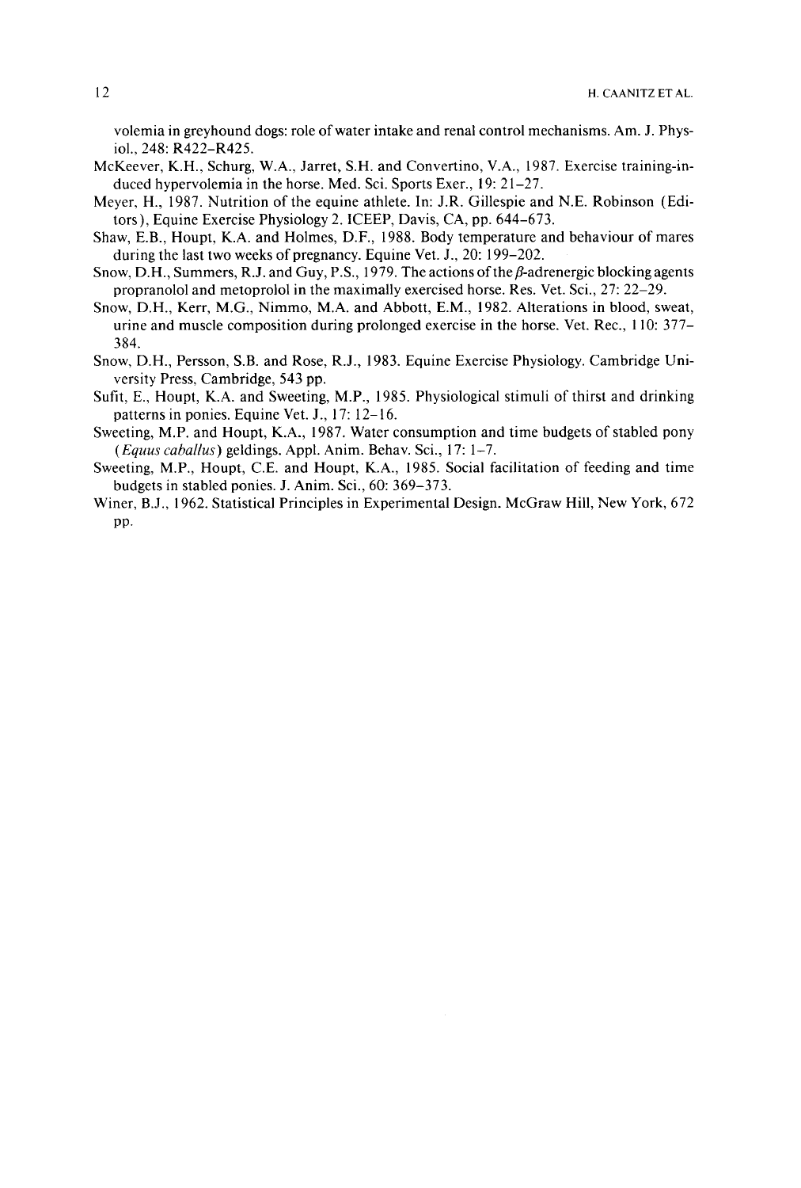volemia in greyhound dogs: role of water intake and renal control mechanisms. Am. J. Physiol., 248: R422–R425.

McKeever, K.H., Schurg, W.A., Jarret, S.H. and Convertino, V.A., 1987. Exercise training-induced hypervolemia in the horse. Med. Sci. Sports Exer., 19: 21–27.

Meyer, H., 1987. Nutrition of the equine athlete. In: J.R. Gillespie and N.E. Robinson (Editors), Equine Exercise Physiology 2. ICEEP, Davis, CA, pp. 644–673.

Shaw, E.B., Houpt, K.A. and Holmes, D.F., 1988. Body temperature and behaviour of mares during the last two weeks of pregnancy. Equine Vet. J., 20: 199–202.

Snow, D.H., Summers, R.J. and Guy, P.S., 1979. The actions of the $\beta$-adrenergic blocking agents propranolol and metoprolol in the maximally exercised horse. Res. Vet. Sci., 27: 22–29.

Snow, D.H., Kerr, M.G., Nimmo, M.A. and Abbott, E.M., 1982. Alterations in blood, sweat, urine and muscle composition during prolonged exercise in the horse. Vet. Rec., 110: 377–384.

Snow, D.H., Persson, S.B. and Rose, R.J., 1983. Equine Exercise Physiology. Cambridge University Press, Cambridge, 543 pp.

Sufit, E., Houpt, K.A. and Sweeting, M.P., 1985. Physiological stimuli of thirst and drinking patterns in ponies. Equine Vet. J., 17: 12–16.

Sweeting, M.P. and Houpt, K.A., 1987. Water consumption and time budgets of stabled pony (*Equus caballus*) geldings. Appl. Anim. Behav. Sci., 17: 1–7.

Sweeting, M.P., Houpt, C.E. and Houpt, K.A., 1985. Social facilitation of feeding and time budgets in stabled ponies. J. Anim. Sci., 60: 369–373.

Winer, B.J., 1962. Statistical Principles in Experimental Design. McGraw Hill, New York, 672 pp.